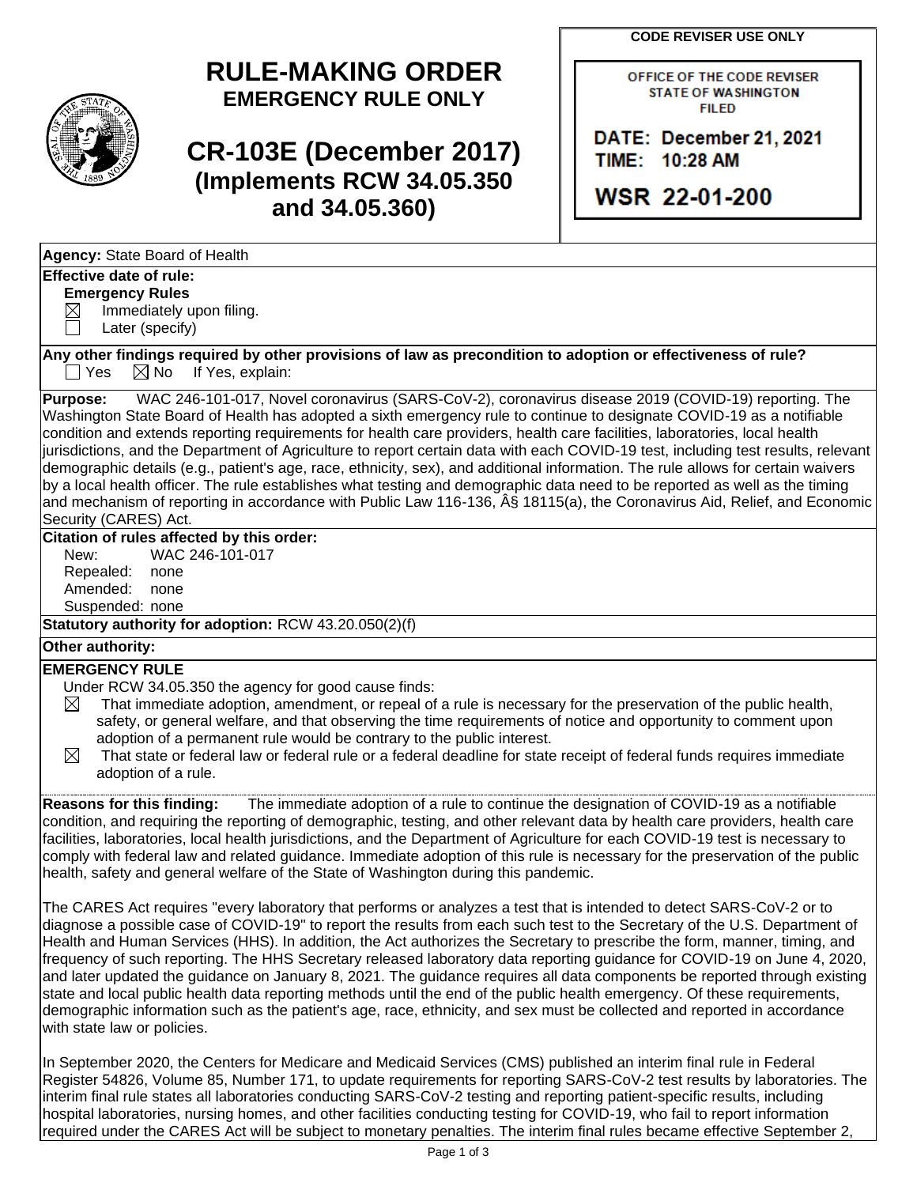# RULE-MAKING ORDER
## EMERGENCY RULE ONLY

# CR-103E (December 2017)
## (Implements RCW 34.05.350 and 34.05.360)

**CODE REVISER USE ONLY**

OFFICE OF THE CODE REVISER
STATE OF WASHINGTON
FILED

DATE: December 21, 2021
TIME: 10:28 AM

WSR 22-01-200

**Agency:** State Board of Health

**Effective date of rule:**

**Emergency Rules**

☒ Immediately upon filing.
☐ Later (specify)

**Any other findings required by other provisions of law as precondition to adoption or effectiveness of rule?**
☐ Yes ☒ No If Yes, explain:

**Purpose:** WAC 246-101-017, Novel coronavirus (SARS-CoV-2), coronavirus disease 2019 (COVID-19) reporting. The Washington State Board of Health has adopted a sixth emergency rule to continue to designate COVID-19 as a notifiable condition and extends reporting requirements for health care providers, health care facilities, laboratories, local health jurisdictions, and the Department of Agriculture to report certain data with each COVID-19 test, including test results, relevant demographic details (e.g., patient's age, race, ethnicity, sex), and additional information. The rule allows for certain waivers by a local health officer. The rule establishes what testing and demographic data need to be reported as well as the timing and mechanism of reporting in accordance with Public Law 116-136, Â§ 18115(a), the Coronavirus Aid, Relief, and Economic Security (CARES) Act.

**Citation of rules affected by this order:**

New: WAC 246-101-017
Repealed: none
Amended: none
Suspended: none

**Statutory authority for adoption:** RCW 43.20.050(2)(f)

**Other authority:**

**EMERGENCY RULE**

Under RCW 34.05.350 the agency for good cause finds:

☒ That immediate adoption, amendment, or repeal of a rule is necessary for the preservation of the public health, safety, or general welfare, and that observing the time requirements of notice and opportunity to comment upon adoption of a permanent rule would be contrary to the public interest.

☒ That state or federal law or federal rule or a federal deadline for state receipt of federal funds requires immediate adoption of a rule.

**Reasons for this finding:** The immediate adoption of a rule to continue the designation of COVID-19 as a notifiable condition, and requiring the reporting of demographic, testing, and other relevant data by health care providers, health care facilities, laboratories, local health jurisdictions, and the Department of Agriculture for each COVID-19 test is necessary to comply with federal law and related guidance. Immediate adoption of this rule is necessary for the preservation of the public health, safety and general welfare of the State of Washington during this pandemic.

The CARES Act requires "every laboratory that performs or analyzes a test that is intended to detect SARS-CoV-2 or to diagnose a possible case of COVID-19" to report the results from each such test to the Secretary of the U.S. Department of Health and Human Services (HHS). In addition, the Act authorizes the Secretary to prescribe the form, manner, timing, and frequency of such reporting. The HHS Secretary released laboratory data reporting guidance for COVID-19 on June 4, 2020, and later updated the guidance on January 8, 2021. The guidance requires all data components be reported through existing state and local public health data reporting methods until the end of the public health emergency. Of these requirements, demographic information such as the patient's age, race, ethnicity, and sex must be collected and reported in accordance with state law or policies.

In September 2020, the Centers for Medicare and Medicaid Services (CMS) published an interim final rule in Federal Register 54826, Volume 85, Number 171, to update requirements for reporting SARS-CoV-2 test results by laboratories. The interim final rule states all laboratories conducting SARS-CoV-2 testing and reporting patient-specific results, including hospital laboratories, nursing homes, and other facilities conducting testing for COVID-19, who fail to report information required under the CARES Act will be subject to monetary penalties. The interim final rules became effective September 2,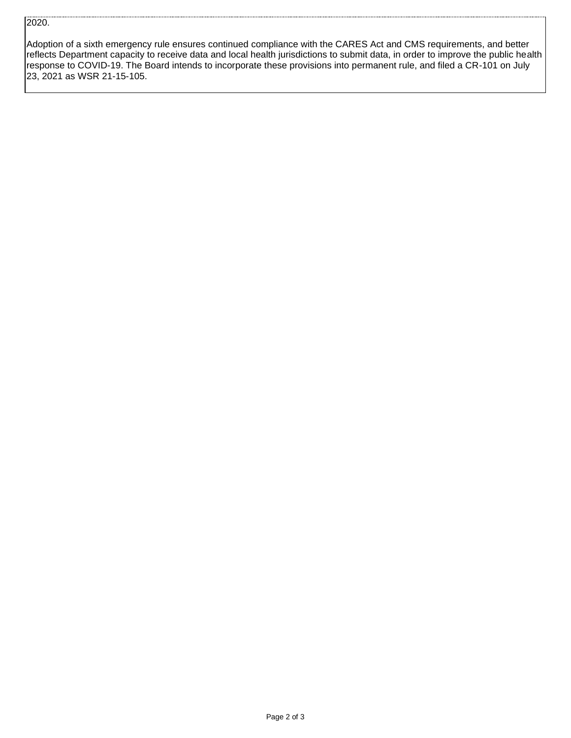2020.

Adoption of a sixth emergency rule ensures continued compliance with the CARES Act and CMS requirements, and better reflects Department capacity to receive data and local health jurisdictions to submit data, in order to improve the public health response to COVID-19. The Board intends to incorporate these provisions into permanent rule, and filed a CR-101 on July 23, 2021 as WSR 21-15-105.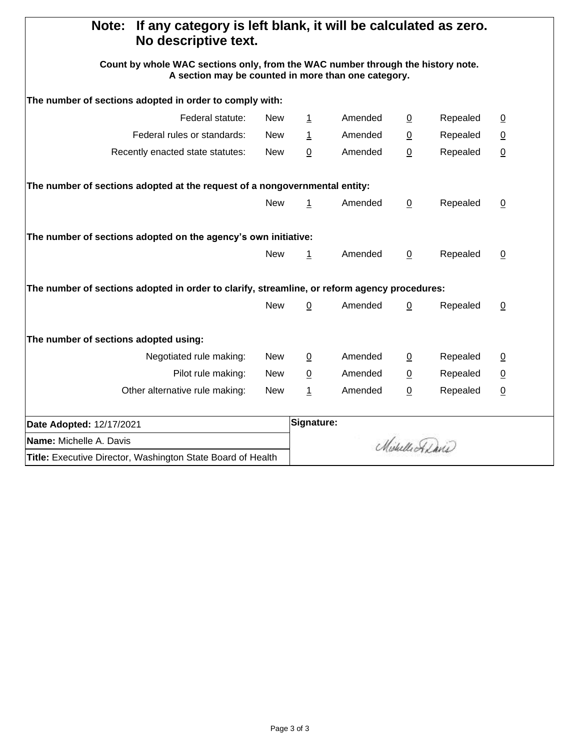**Note: If any category is left blank, it will be calculated as zero. No descriptive text.**

**Count by whole WAC sections only, from the WAC number through the history note. A section may be counted in more than one category.**

**The number of sections adopted in order to comply with:**

| | | | | | | |
|---|---|---|---|---|---|---|
| Federal statute: | New | 1 | Amended | 0 | Repealed | 0 |
| Federal rules or standards: | New | 1 | Amended | 0 | Repealed | 0 |
| Recently enacted state statutes: | New | 0 | Amended | 0 | Repealed | 0 |

**The number of sections adopted at the request of a nongovernmental entity:**

| | | | | | |
|---|---|---|---|---|---|
| New | 1 | Amended | 0 | Repealed | 0 |

**The number of sections adopted on the agency's own initiative:**

| | | | | | |
|---|---|---|---|---|---|
| New | 1 | Amended | 0 | Repealed | 0 |

**The number of sections adopted in order to clarify, streamline, or reform agency procedures:**

| | | | | | |
|---|---|---|---|---|---|
| New | 0 | Amended | 0 | Repealed | 0 |

**The number of sections adopted using:**

| | | | | | | |
|---|---|---|---|---|---|---|
| Negotiated rule making: | New | 0 | Amended | 0 | Repealed | 0 |
| Pilot rule making: | New | 0 | Amended | 0 | Repealed | 0 |
| Other alternative rule making: | New | 1 | Amended | 0 | Repealed | 0 |

| | |
|---|---|
| **Date Adopted:** 12/17/2021 | **Signature:** |
| **Name:** Michelle A. Davis | Michelle A Davis |
| **Title:** Executive Director, Washington State Board of Health | |